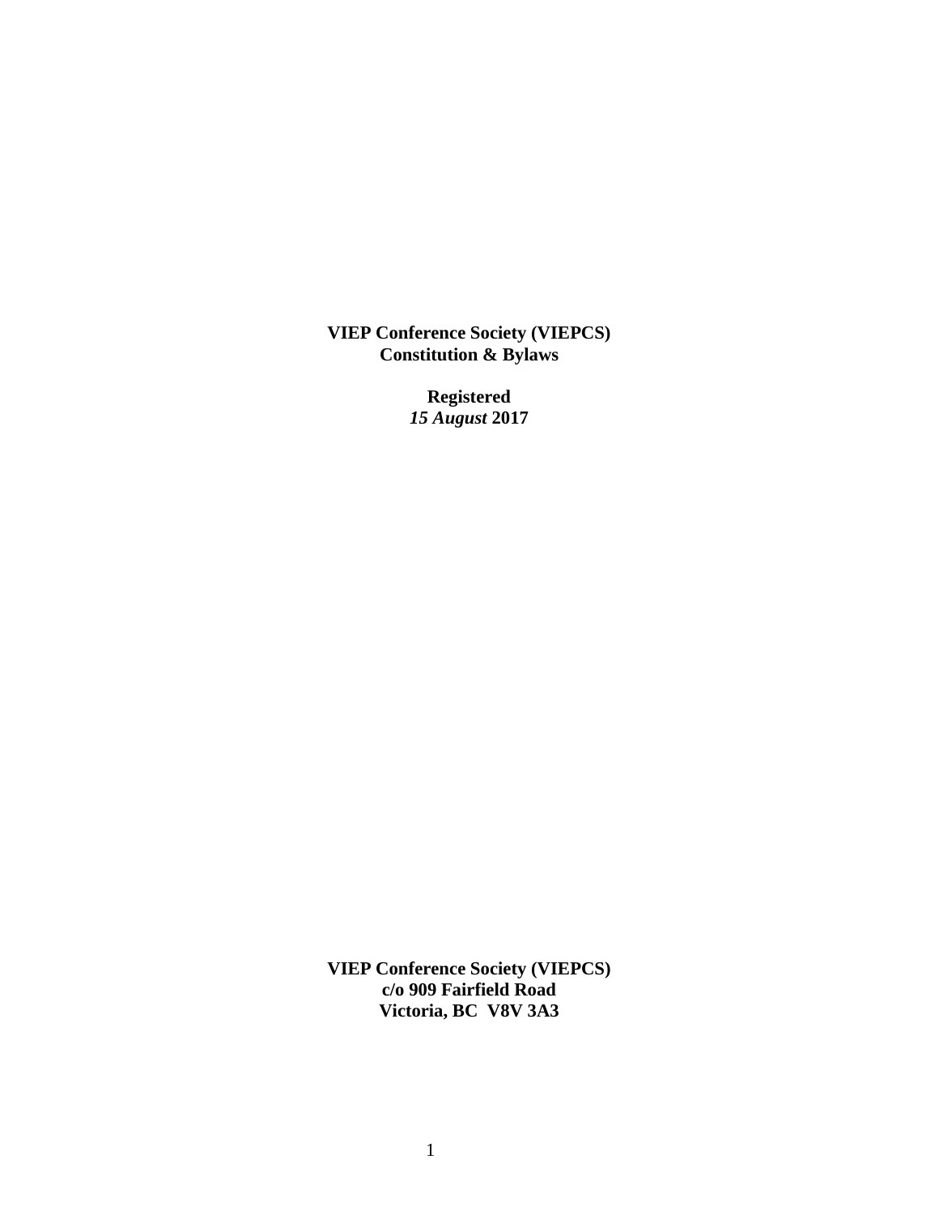**VIEP Conference Society (VIEPCS)**
**Constitution & Bylaws**

**Registered**
***15 August* 2017**

**VIEP Conference Society (VIEPCS)**
**c/o 909 Fairfield Road**
**Victoria, BC  V8V 3A3**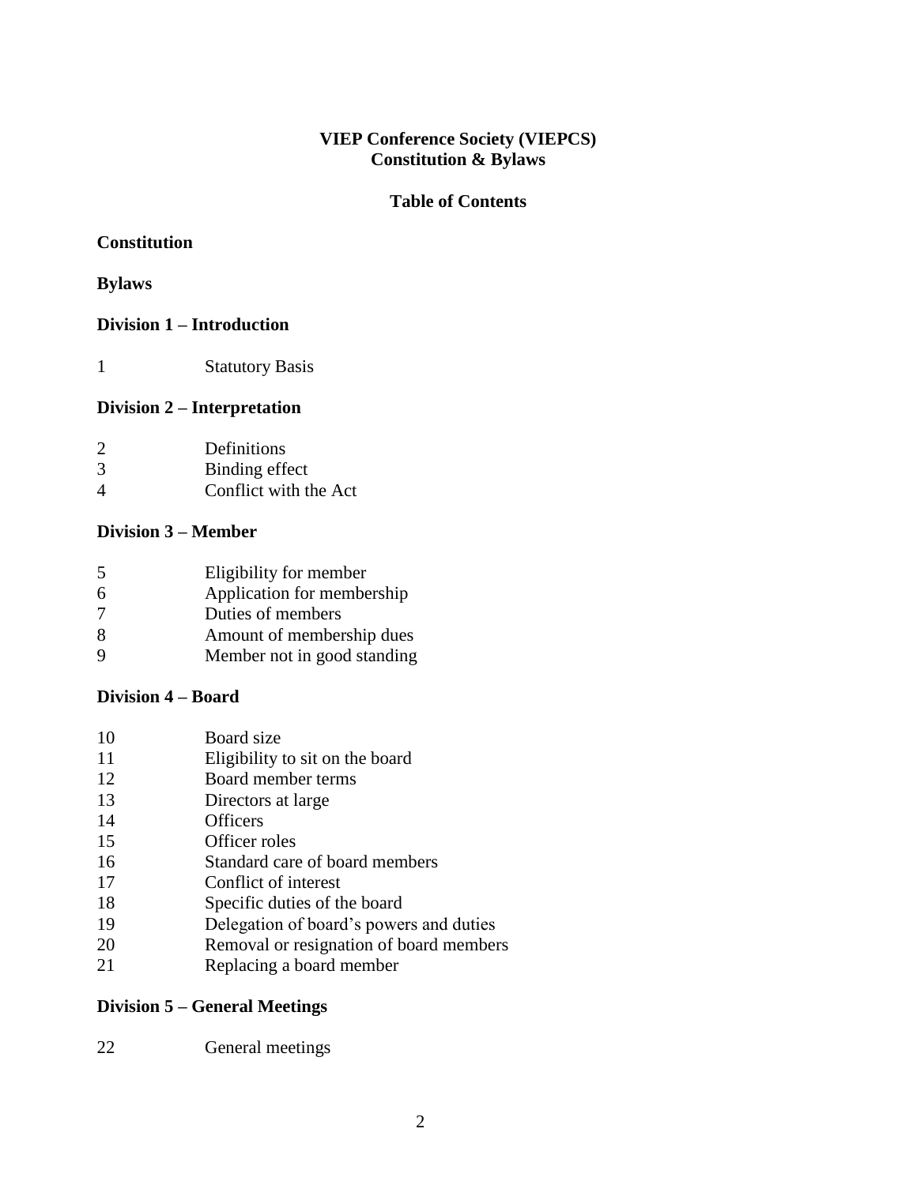**VIEP Conference Society (VIEPCS)**
**Constitution & Bylaws**

**Table of Contents**

**Constitution**

**Bylaws**

**Division 1 – Introduction**

1 Statutory Basis

**Division 2 – Interpretation**

2 Definitions
3 Binding effect
4 Conflict with the Act

**Division 3 – Member**

5 Eligibility for member
6 Application for membership
7 Duties of members
8 Amount of membership dues
9 Member not in good standing

**Division 4 – Board**

10 Board size
11 Eligibility to sit on the board
12 Board member terms
13 Directors at large
14 Officers
15 Officer roles
16 Standard care of board members
17 Conflict of interest
18 Specific duties of the board
19 Delegation of board's powers and duties
20 Removal or resignation of board members
21 Replacing a board member

**Division 5 – General Meetings**

22 General meetings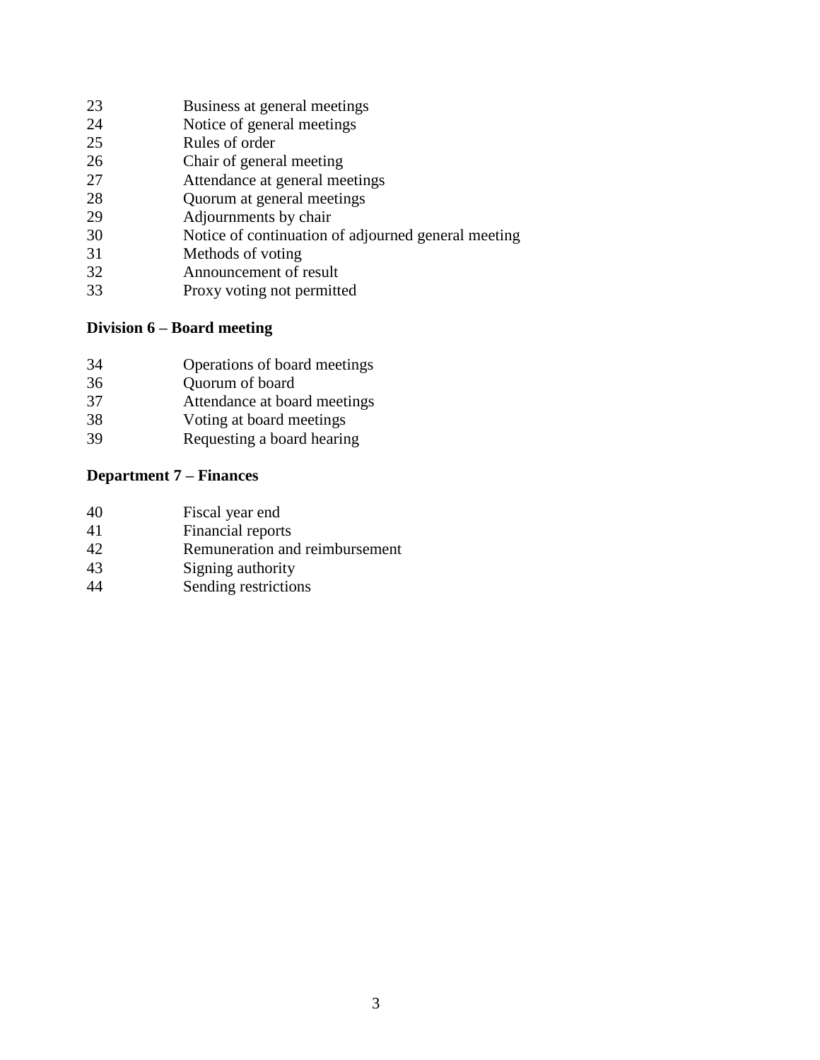23 Business at general meetings
24 Notice of general meetings
25 Rules of order
26 Chair of general meeting
27 Attendance at general meetings
28 Quorum at general meetings
29 Adjournments by chair
30 Notice of continuation of adjourned general meeting
31 Methods of voting
32 Announcement of result
33 Proxy voting not permitted

**Division 6 – Board meeting**

34 Operations of board meetings
36 Quorum of board
37 Attendance at board meetings
38 Voting at board meetings
39 Requesting a board hearing

**Department 7 – Finances**

40 Fiscal year end
41 Financial reports
42 Remuneration and reimbursement
43 Signing authority
44 Sending restrictions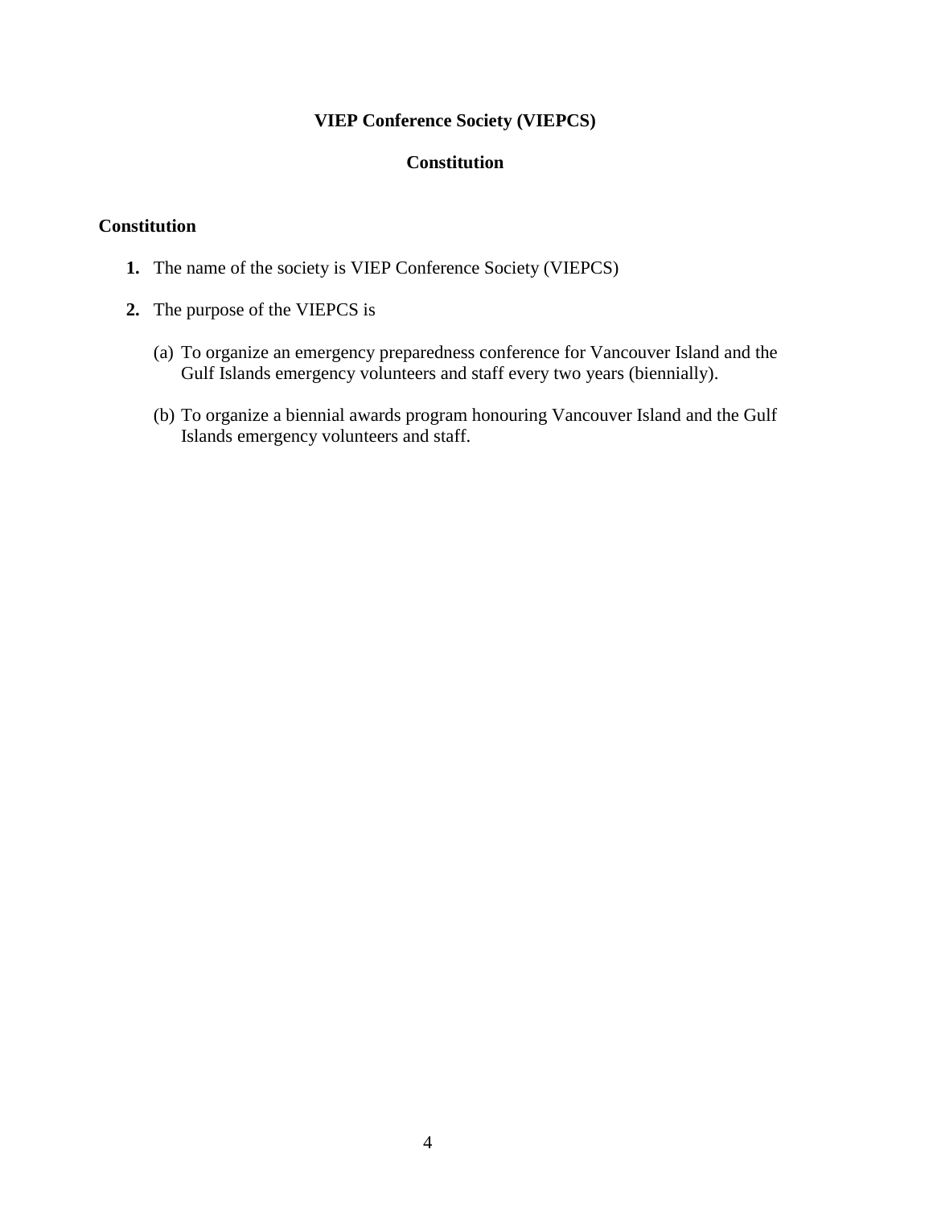# VIEP Conference Society (VIEPCS)

## Constitution

### Constitution

1. The name of the society is VIEP Conference Society (VIEPCS)

2. The purpose of the VIEPCS is

   (a) To organize an emergency preparedness conference for Vancouver Island and the Gulf Islands emergency volunteers and staff every two years (biennially).

   (b) To organize a biennial awards program honouring Vancouver Island and the Gulf Islands emergency volunteers and staff.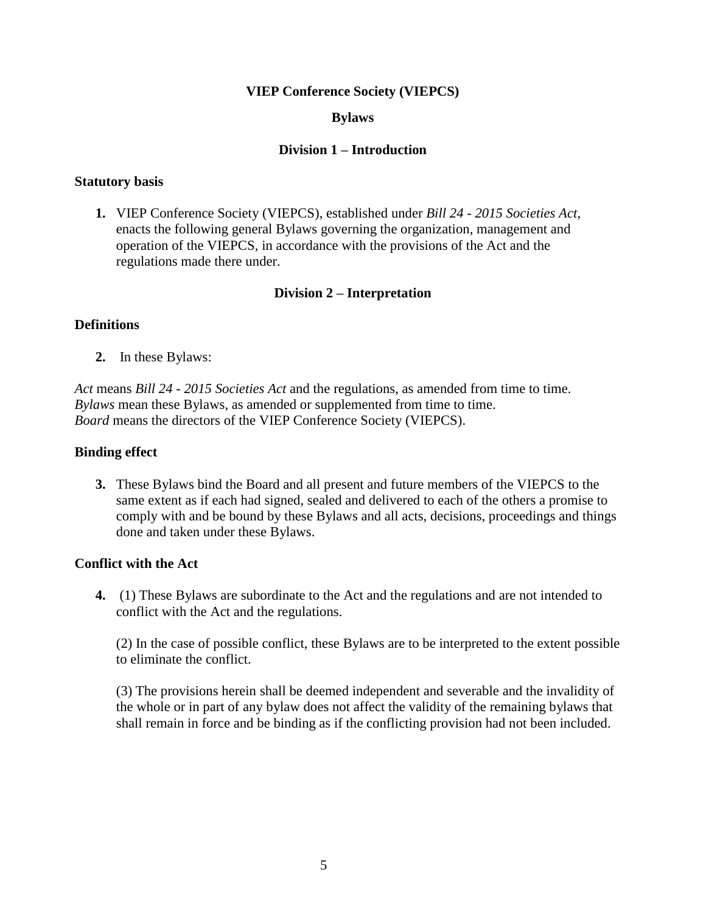**VIEP Conference Society (VIEPCS)**

**Bylaws**

## Division 1 – Introduction

### Statutory basis

**1.** VIEP Conference Society (VIEPCS), established under *Bill 24 - 2015 Societies Act*, enacts the following general Bylaws governing the organization, management and operation of the VIEPCS, in accordance with the provisions of the Act and the regulations made there under.

## Division 2 – Interpretation

### Definitions

**2.** In these Bylaws:

*Act* means *Bill 24 - 2015 Societies Act* and the regulations, as amended from time to time.
*Bylaws* mean these Bylaws, as amended or supplemented from time to time.
*Board* means the directors of the VIEP Conference Society (VIEPCS).

### Binding effect

**3.** These Bylaws bind the Board and all present and future members of the VIEPCS to the same extent as if each had signed, sealed and delivered to each of the others a promise to comply with and be bound by these Bylaws and all acts, decisions, proceedings and things done and taken under these Bylaws.

### Conflict with the Act

**4.** (1) These Bylaws are subordinate to the Act and the regulations and are not intended to conflict with the Act and the regulations.

(2) In the case of possible conflict, these Bylaws are to be interpreted to the extent possible to eliminate the conflict.

(3) The provisions herein shall be deemed independent and severable and the invalidity of the whole or in part of any bylaw does not affect the validity of the remaining bylaws that shall remain in force and be binding as if the conflicting provision had not been included.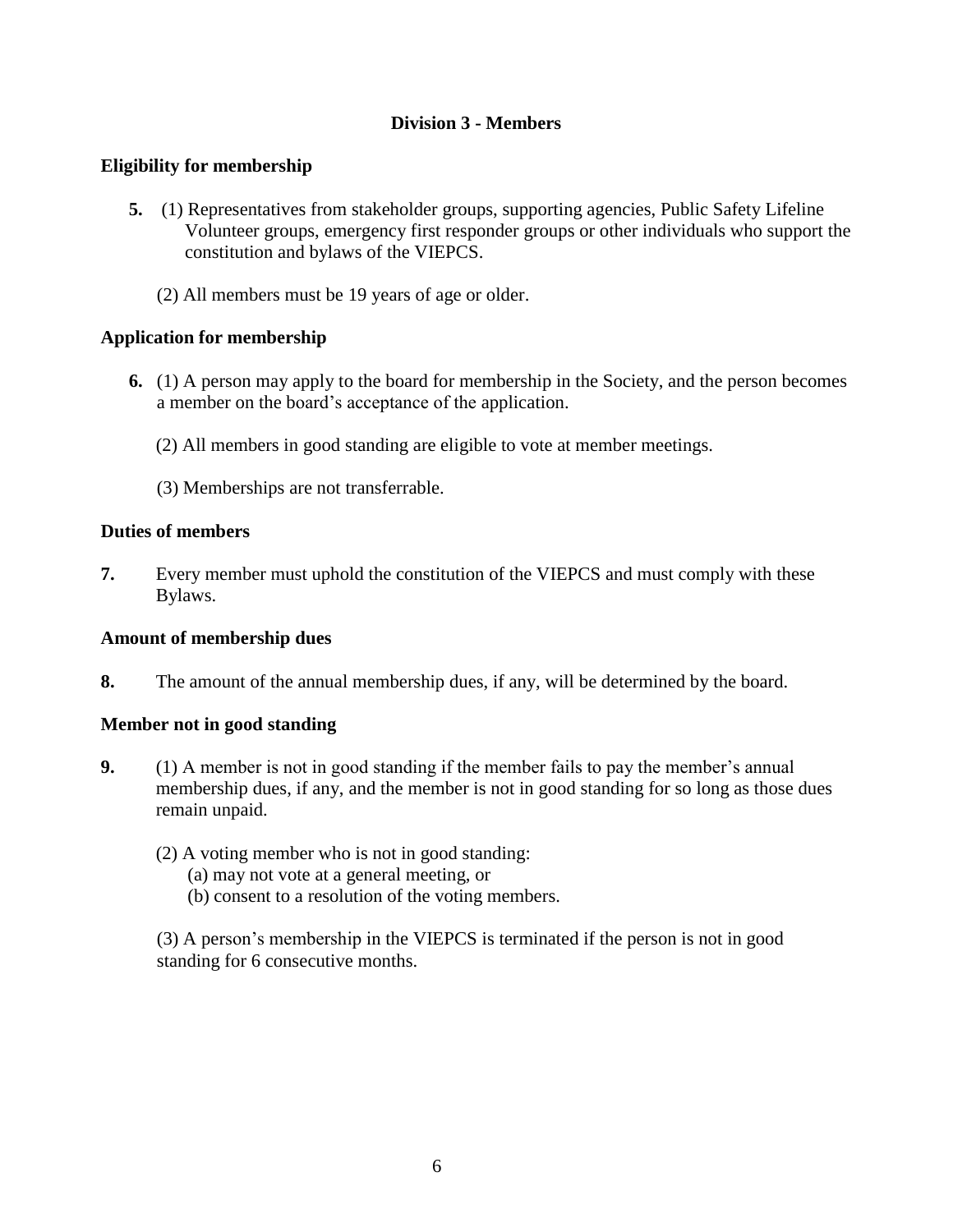## Division 3 - Members

### Eligibility for membership

**5.** (1) Representatives from stakeholder groups, supporting agencies, Public Safety Lifeline Volunteer groups, emergency first responder groups or other individuals who support the constitution and bylaws of the VIEPCS.

(2) All members must be 19 years of age or older.

### Application for membership

**6.** (1) A person may apply to the board for membership in the Society, and the person becomes a member on the board's acceptance of the application.

(2) All members in good standing are eligible to vote at member meetings.

(3) Memberships are not transferrable.

### Duties of members

**7.** Every member must uphold the constitution of the VIEPCS and must comply with these Bylaws.

### Amount of membership dues

**8.** The amount of the annual membership dues, if any, will be determined by the board.

### Member not in good standing

**9.** (1) A member is not in good standing if the member fails to pay the member's annual membership dues, if any, and the member is not in good standing for so long as those dues remain unpaid.

(2) A voting member who is not in good standing:
  (a) may not vote at a general meeting, or
  (b) consent to a resolution of the voting members.

(3) A person's membership in the VIEPCS is terminated if the person is not in good standing for 6 consecutive months.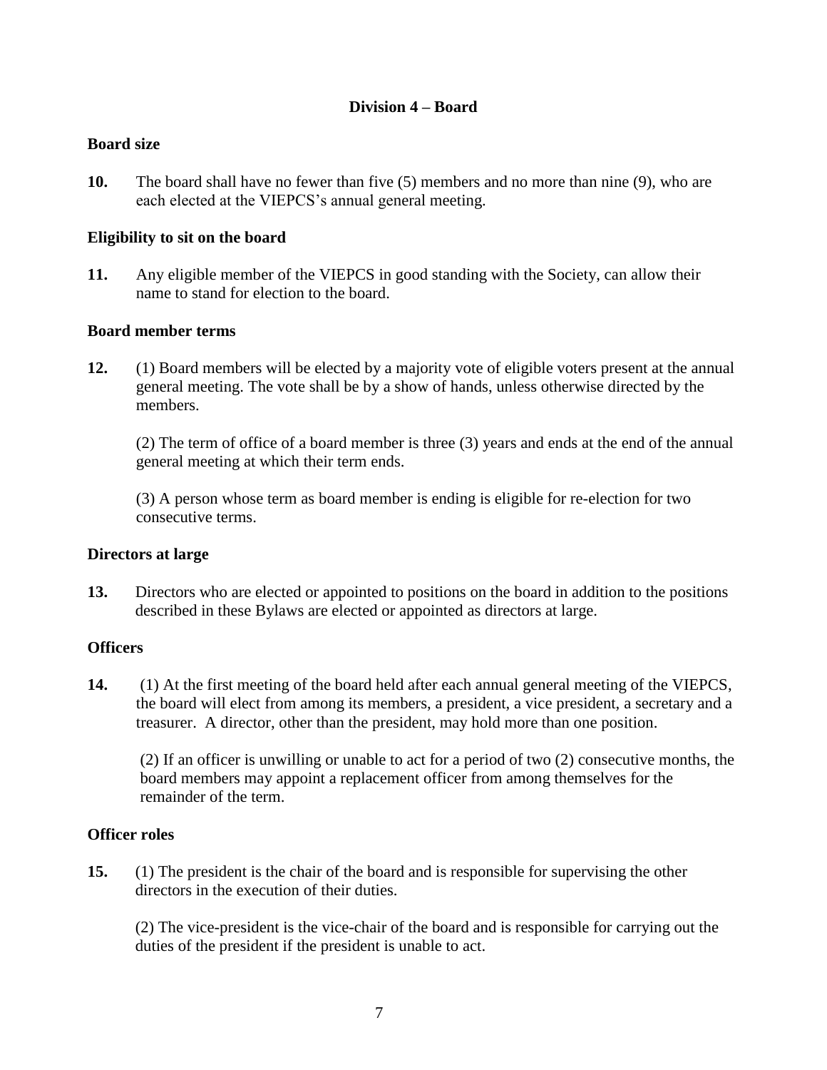## Division 4 – Board

### Board size

**10.** The board shall have no fewer than five (5) members and no more than nine (9), who are each elected at the VIEPCS's annual general meeting.

### Eligibility to sit on the board

**11.** Any eligible member of the VIEPCS in good standing with the Society, can allow their name to stand for election to the board.

### Board member terms

**12.** (1) Board members will be elected by a majority vote of eligible voters present at the annual general meeting. The vote shall be by a show of hands, unless otherwise directed by the members.

(2) The term of office of a board member is three (3) years and ends at the end of the annual general meeting at which their term ends.

(3) A person whose term as board member is ending is eligible for re-election for two consecutive terms.

### Directors at large

**13.** Directors who are elected or appointed to positions on the board in addition to the positions described in these Bylaws are elected or appointed as directors at large.

### Officers

**14.** (1) At the first meeting of the board held after each annual general meeting of the VIEPCS, the board will elect from among its members, a president, a vice president, a secretary and a treasurer. A director, other than the president, may hold more than one position.

(2) If an officer is unwilling or unable to act for a period of two (2) consecutive months, the board members may appoint a replacement officer from among themselves for the remainder of the term.

### Officer roles

**15.** (1) The president is the chair of the board and is responsible for supervising the other directors in the execution of their duties.

(2) The vice-president is the vice-chair of the board and is responsible for carrying out the duties of the president if the president is unable to act.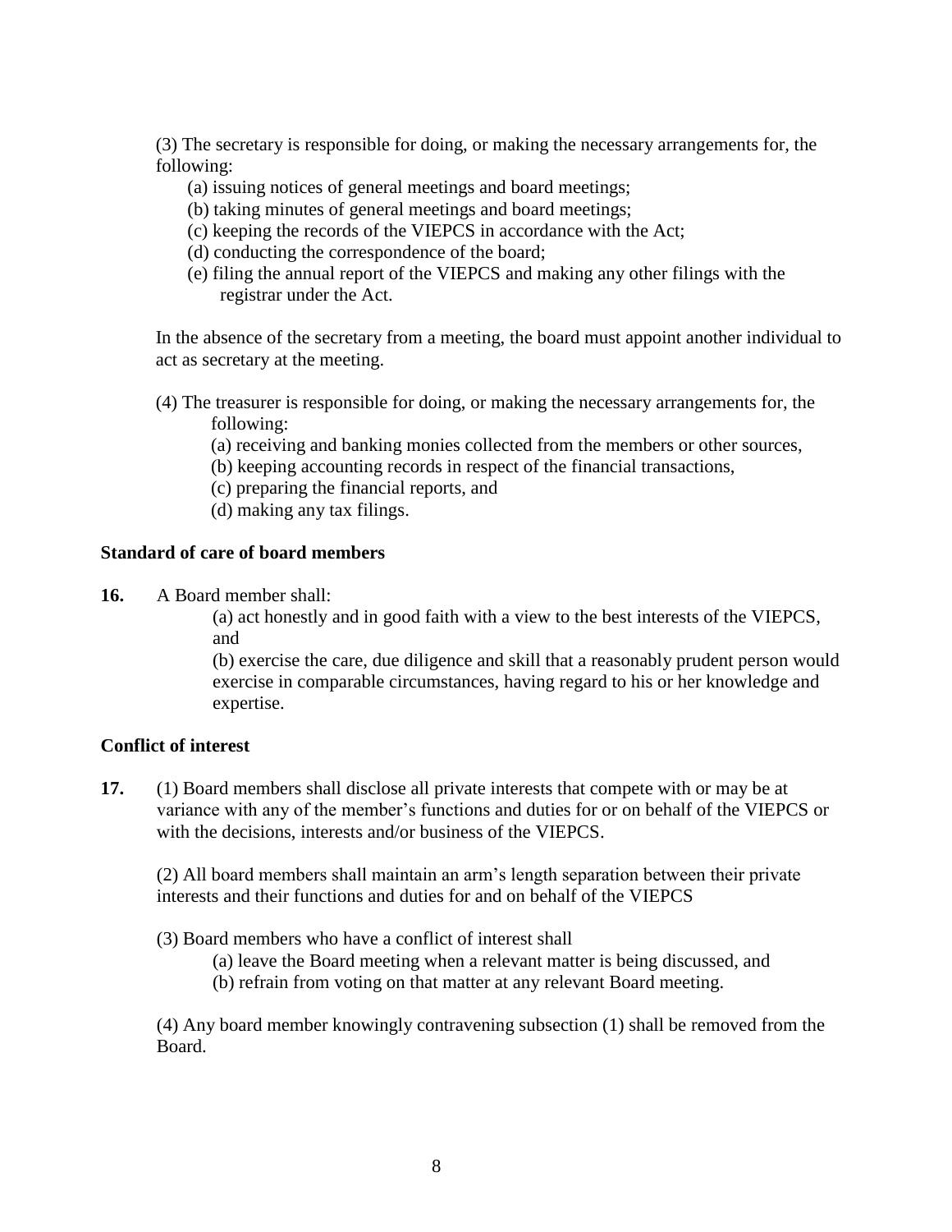(3) The secretary is responsible for doing, or making the necessary arrangements for, the following:

- (a) issuing notices of general meetings and board meetings;
- (b) taking minutes of general meetings and board meetings;
- (c) keeping the records of the VIEPCS in accordance with the Act;
- (d) conducting the correspondence of the board;
- (e) filing the annual report of the VIEPCS and making any other filings with the registrar under the Act.

In the absence of the secretary from a meeting, the board must appoint another individual to act as secretary at the meeting.

(4) The treasurer is responsible for doing, or making the necessary arrangements for, the following:

- (a) receiving and banking monies collected from the members or other sources,
- (b) keeping accounting records in respect of the financial transactions,
- (c) preparing the financial reports, and
- (d) making any tax filings.

**Standard of care of board members**

**16.** A Board member shall:

(a) act honestly and in good faith with a view to the best interests of the VIEPCS, and

(b) exercise the care, due diligence and skill that a reasonably prudent person would exercise in comparable circumstances, having regard to his or her knowledge and expertise.

**Conflict of interest**

**17.** (1) Board members shall disclose all private interests that compete with or may be at variance with any of the member's functions and duties for or on behalf of the VIEPCS or with the decisions, interests and/or business of the VIEPCS.

(2) All board members shall maintain an arm's length separation between their private interests and their functions and duties for and on behalf of the VIEPCS

(3) Board members who have a conflict of interest shall

- (a) leave the Board meeting when a relevant matter is being discussed, and
- (b) refrain from voting on that matter at any relevant Board meeting.

(4) Any board member knowingly contravening subsection (1) shall be removed from the Board.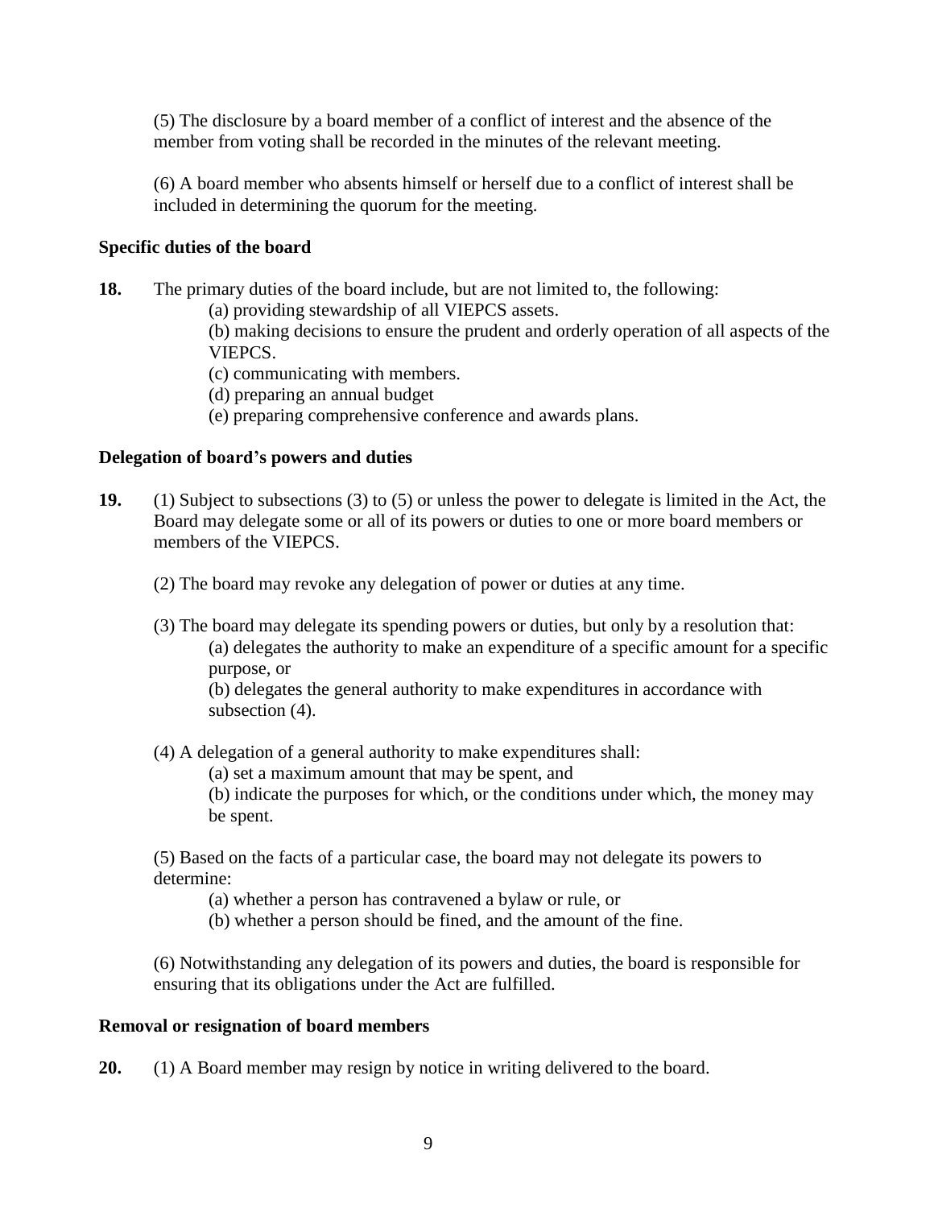(5) The disclosure by a board member of a conflict of interest and the absence of the member from voting shall be recorded in the minutes of the relevant meeting.

(6) A board member who absents himself or herself due to a conflict of interest shall be included in determining the quorum for the meeting.

**Specific duties of the board**

**18.** The primary duties of the board include, but are not limited to, the following:

(a) providing stewardship of all VIEPCS assets.

(b) making decisions to ensure the prudent and orderly operation of all aspects of the VIEPCS.

(c) communicating with members.

(d) preparing an annual budget

(e) preparing comprehensive conference and awards plans.

**Delegation of board's powers and duties**

**19.** (1) Subject to subsections (3) to (5) or unless the power to delegate is limited in the Act, the Board may delegate some or all of its powers or duties to one or more board members or members of the VIEPCS.

(2) The board may revoke any delegation of power or duties at any time.

(3) The board may delegate its spending powers or duties, but only by a resolution that:

(a) delegates the authority to make an expenditure of a specific amount for a specific purpose, or

(b) delegates the general authority to make expenditures in accordance with subsection (4).

(4) A delegation of a general authority to make expenditures shall:

(a) set a maximum amount that may be spent, and

(b) indicate the purposes for which, or the conditions under which, the money may be spent.

(5) Based on the facts of a particular case, the board may not delegate its powers to determine:

(a) whether a person has contravened a bylaw or rule, or

(b) whether a person should be fined, and the amount of the fine.

(6) Notwithstanding any delegation of its powers and duties, the board is responsible for ensuring that its obligations under the Act are fulfilled.

**Removal or resignation of board members**

**20.** (1) A Board member may resign by notice in writing delivered to the board.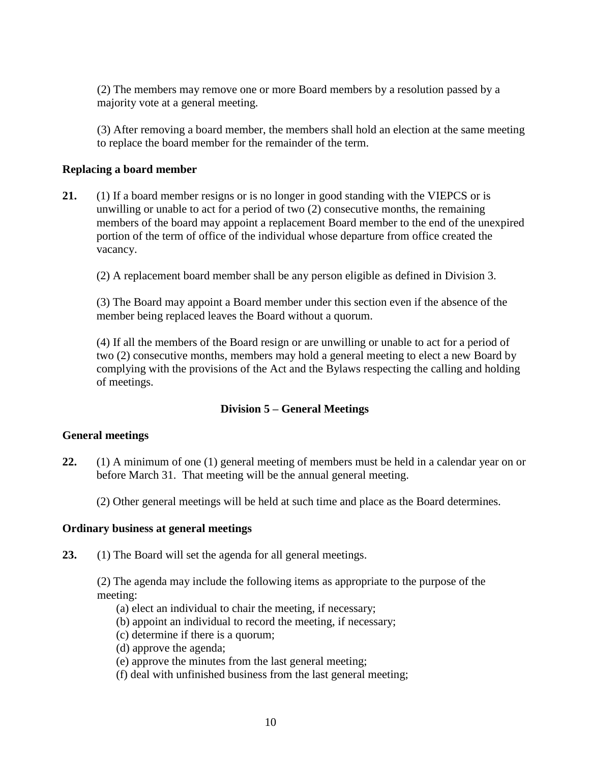(2) The members may remove one or more Board members by a resolution passed by a majority vote at a general meeting.

(3) After removing a board member, the members shall hold an election at the same meeting to replace the board member for the remainder of the term.

**Replacing a board member**

**21.** (1) If a board member resigns or is no longer in good standing with the VIEPCS or is unwilling or unable to act for a period of two (2) consecutive months, the remaining members of the board may appoint a replacement Board member to the end of the unexpired portion of the term of office of the individual whose departure from office created the vacancy.

(2) A replacement board member shall be any person eligible as defined in Division 3.

(3) The Board may appoint a Board member under this section even if the absence of the member being replaced leaves the Board without a quorum.

(4) If all the members of the Board resign or are unwilling or unable to act for a period of two (2) consecutive months, members may hold a general meeting to elect a new Board by complying with the provisions of the Act and the Bylaws respecting the calling and holding of meetings.

## Division 5 – General Meetings

**General meetings**

**22.** (1) A minimum of one (1) general meeting of members must be held in a calendar year on or before March 31. That meeting will be the annual general meeting.

(2) Other general meetings will be held at such time and place as the Board determines.

**Ordinary business at general meetings**

**23.** (1) The Board will set the agenda for all general meetings.

(2) The agenda may include the following items as appropriate to the purpose of the meeting:

(a) elect an individual to chair the meeting, if necessary;
(b) appoint an individual to record the meeting, if necessary;
(c) determine if there is a quorum;
(d) approve the agenda;
(e) approve the minutes from the last general meeting;
(f) deal with unfinished business from the last general meeting;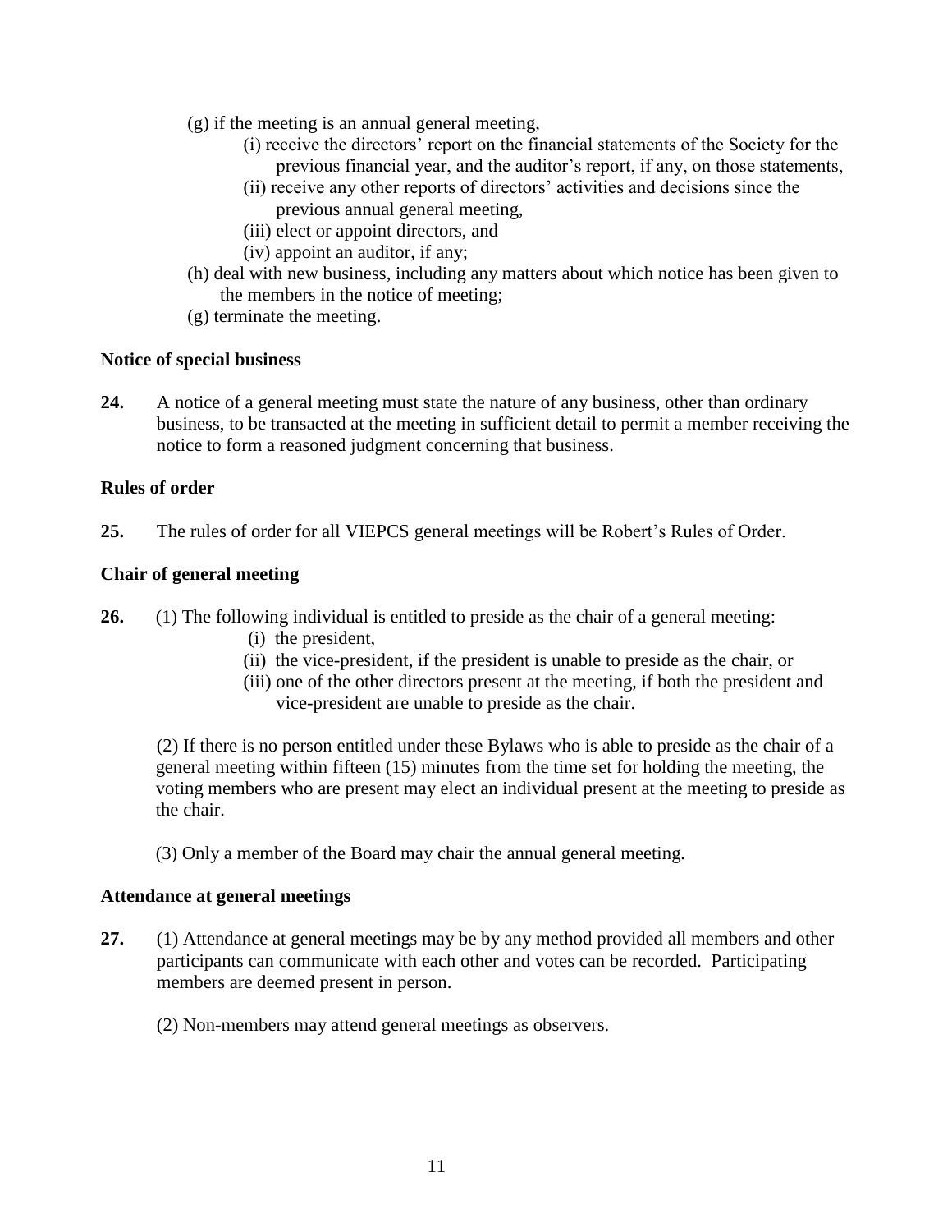(g) if the meeting is an annual general meeting,
  (i) receive the directors' report on the financial statements of the Society for the previous financial year, and the auditor's report, if any, on those statements,
  (ii) receive any other reports of directors' activities and decisions since the previous annual general meeting,
  (iii) elect or appoint directors, and
  (iv) appoint an auditor, if any;

(h) deal with new business, including any matters about which notice has been given to the members in the notice of meeting;

(g) terminate the meeting.

**Notice of special business**

**24.** A notice of a general meeting must state the nature of any business, other than ordinary business, to be transacted at the meeting in sufficient detail to permit a member receiving the notice to form a reasoned judgment concerning that business.

**Rules of order**

**25.** The rules of order for all VIEPCS general meetings will be Robert's Rules of Order.

**Chair of general meeting**

**26.** (1) The following individual is entitled to preside as the chair of a general meeting:
  (i) the president,
  (ii) the vice-president, if the president is unable to preside as the chair, or
  (iii) one of the other directors present at the meeting, if both the president and vice-president are unable to preside as the chair.

(2) If there is no person entitled under these Bylaws who is able to preside as the chair of a general meeting within fifteen (15) minutes from the time set for holding the meeting, the voting members who are present may elect an individual present at the meeting to preside as the chair.

(3) Only a member of the Board may chair the annual general meeting.

**Attendance at general meetings**

**27.** (1) Attendance at general meetings may be by any method provided all members and other participants can communicate with each other and votes can be recorded. Participating members are deemed present in person.

(2) Non-members may attend general meetings as observers.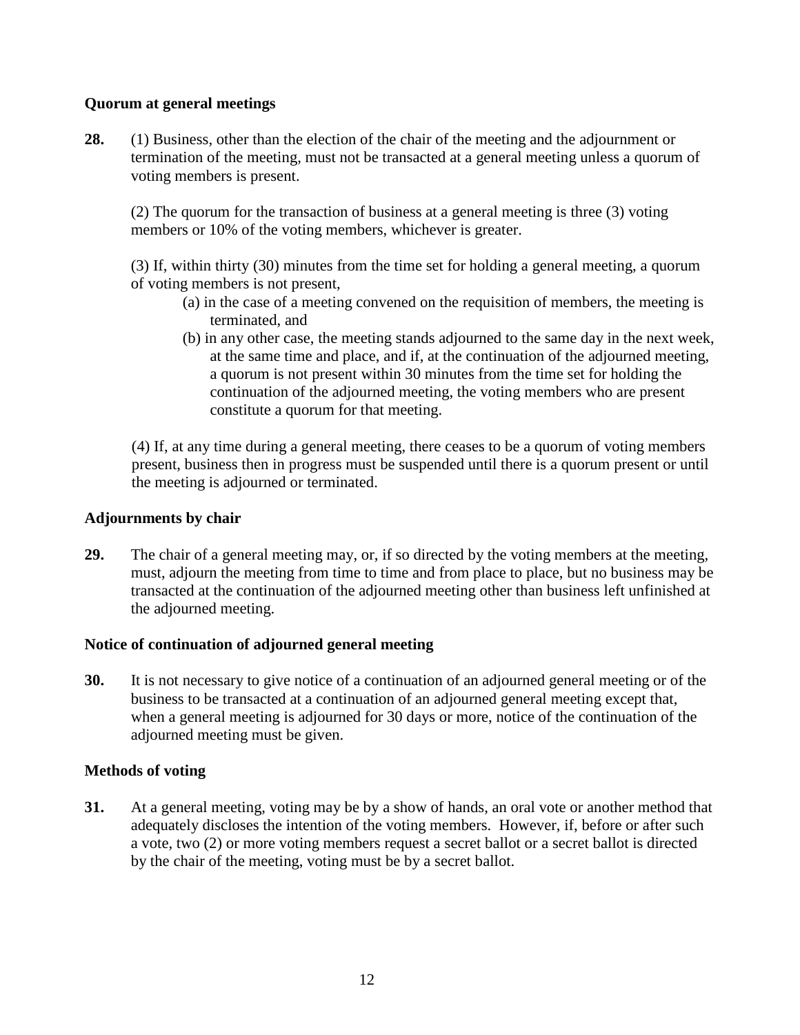**Quorum at general meetings**

**28.** (1) Business, other than the election of the chair of the meeting and the adjournment or termination of the meeting, must not be transacted at a general meeting unless a quorum of voting members is present.

(2) The quorum for the transaction of business at a general meeting is three (3) voting members or 10% of the voting members, whichever is greater.

(3) If, within thirty (30) minutes from the time set for holding a general meeting, a quorum of voting members is not present,

- (a) in the case of a meeting convened on the requisition of members, the meeting is terminated, and
- (b) in any other case, the meeting stands adjourned to the same day in the next week, at the same time and place, and if, at the continuation of the adjourned meeting, a quorum is not present within 30 minutes from the time set for holding the continuation of the adjourned meeting, the voting members who are present constitute a quorum for that meeting.

(4) If, at any time during a general meeting, there ceases to be a quorum of voting members present, business then in progress must be suspended until there is a quorum present or until the meeting is adjourned or terminated.

**Adjournments by chair**

**29.** The chair of a general meeting may, or, if so directed by the voting members at the meeting, must, adjourn the meeting from time to time and from place to place, but no business may be transacted at the continuation of the adjourned meeting other than business left unfinished at the adjourned meeting.

**Notice of continuation of adjourned general meeting**

**30.** It is not necessary to give notice of a continuation of an adjourned general meeting or of the business to be transacted at a continuation of an adjourned general meeting except that, when a general meeting is adjourned for 30 days or more, notice of the continuation of the adjourned meeting must be given.

**Methods of voting**

**31.** At a general meeting, voting may be by a show of hands, an oral vote or another method that adequately discloses the intention of the voting members. However, if, before or after such a vote, two (2) or more voting members request a secret ballot or a secret ballot is directed by the chair of the meeting, voting must be by a secret ballot.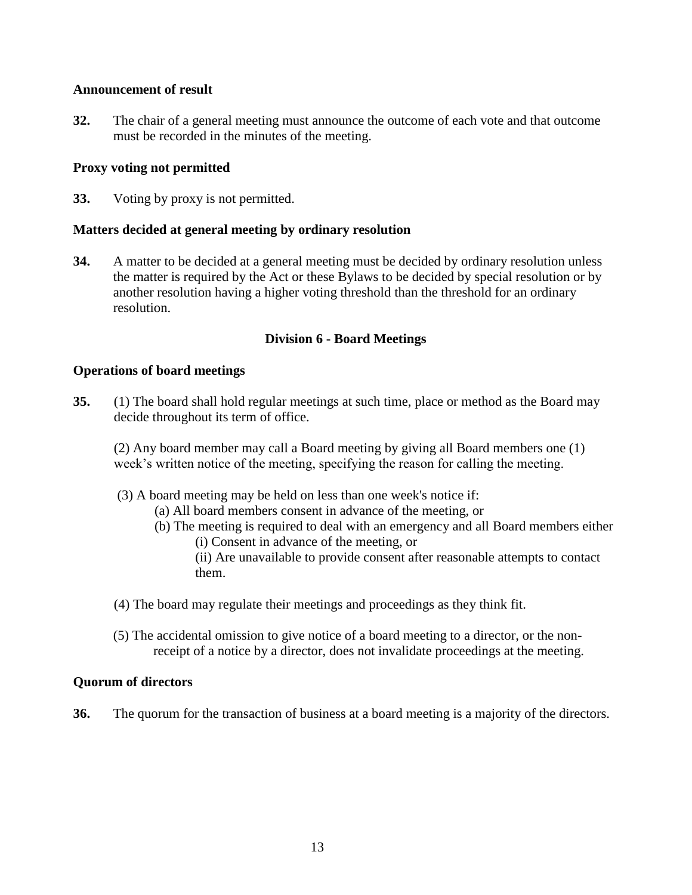**Announcement of result**

**32.** The chair of a general meeting must announce the outcome of each vote and that outcome must be recorded in the minutes of the meeting.

**Proxy voting not permitted**

**33.** Voting by proxy is not permitted.

**Matters decided at general meeting by ordinary resolution**

**34.** A matter to be decided at a general meeting must be decided by ordinary resolution unless the matter is required by the Act or these Bylaws to be decided by special resolution or by another resolution having a higher voting threshold than the threshold for an ordinary resolution.

## Division 6 - Board Meetings

**Operations of board meetings**

**35.** (1) The board shall hold regular meetings at such time, place or method as the Board may decide throughout its term of office.

(2) Any board member may call a Board meeting by giving all Board members one (1) week's written notice of the meeting, specifying the reason for calling the meeting.

(3) A board meeting may be held on less than one week's notice if:

- (a) All board members consent in advance of the meeting, or
- (b) The meeting is required to deal with an emergency and all Board members either
  - (i) Consent in advance of the meeting, or
  - (ii) Are unavailable to provide consent after reasonable attempts to contact them.

(4) The board may regulate their meetings and proceedings as they think fit.

(5) The accidental omission to give notice of a board meeting to a director, or the non-receipt of a notice by a director, does not invalidate proceedings at the meeting.

**Quorum of directors**

**36.** The quorum for the transaction of business at a board meeting is a majority of the directors.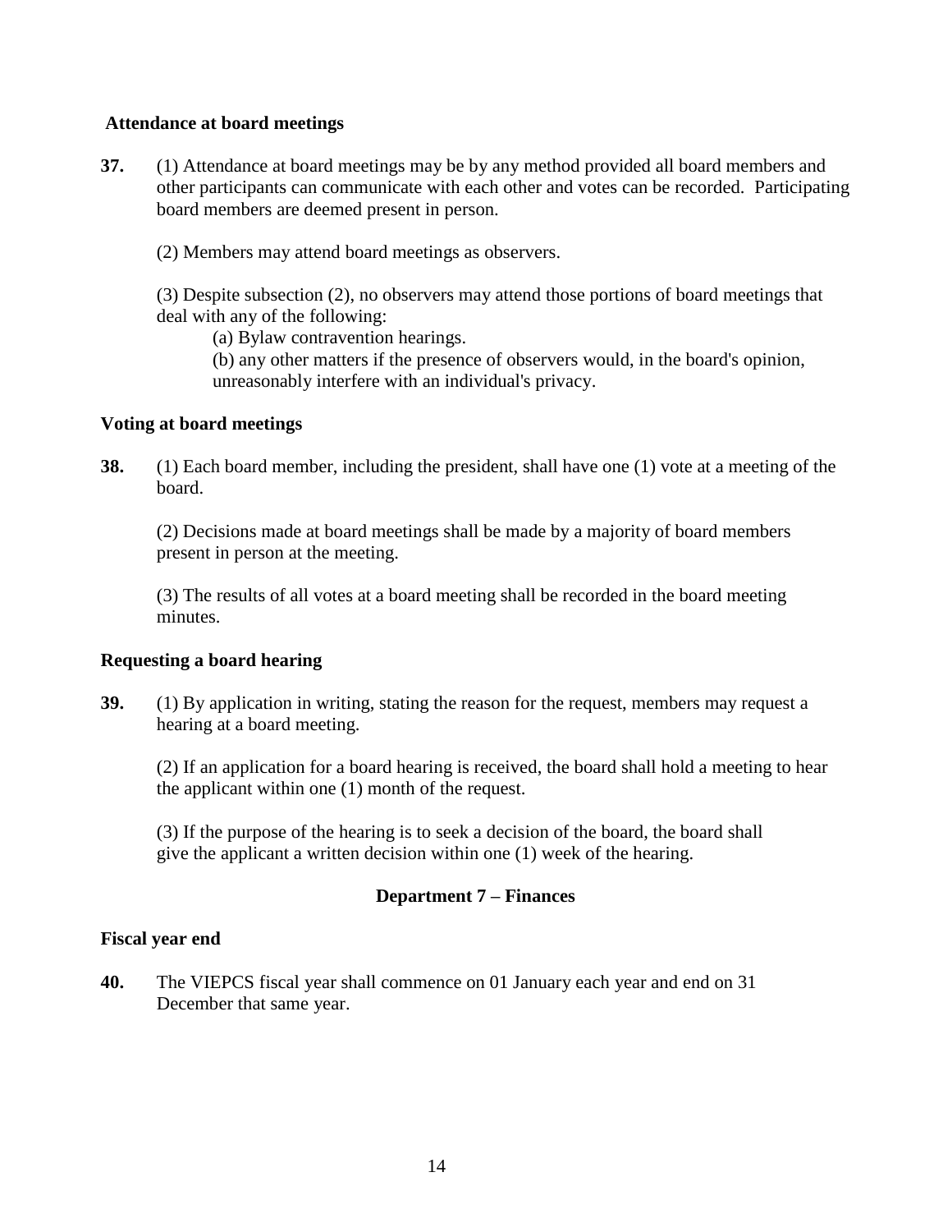**Attendance at board meetings**

**37.** (1) Attendance at board meetings may be by any method provided all board members and other participants can communicate with each other and votes can be recorded. Participating board members are deemed present in person.

(2) Members may attend board meetings as observers.

(3) Despite subsection (2), no observers may attend those portions of board meetings that deal with any of the following:

(a) Bylaw contravention hearings.

(b) any other matters if the presence of observers would, in the board's opinion, unreasonably interfere with an individual's privacy.

**Voting at board meetings**

**38.** (1) Each board member, including the president, shall have one (1) vote at a meeting of the board.

(2) Decisions made at board meetings shall be made by a majority of board members present in person at the meeting.

(3) The results of all votes at a board meeting shall be recorded in the board meeting minutes.

**Requesting a board hearing**

**39.** (1) By application in writing, stating the reason for the request, members may request a hearing at a board meeting.

(2) If an application for a board hearing is received, the board shall hold a meeting to hear the applicant within one (1) month of the request.

(3) If the purpose of the hearing is to seek a decision of the board, the board shall give the applicant a written decision within one (1) week of the hearing.

## Department 7 – Finances

**Fiscal year end**

**40.** The VIEPCS fiscal year shall commence on 01 January each year and end on 31 December that same year.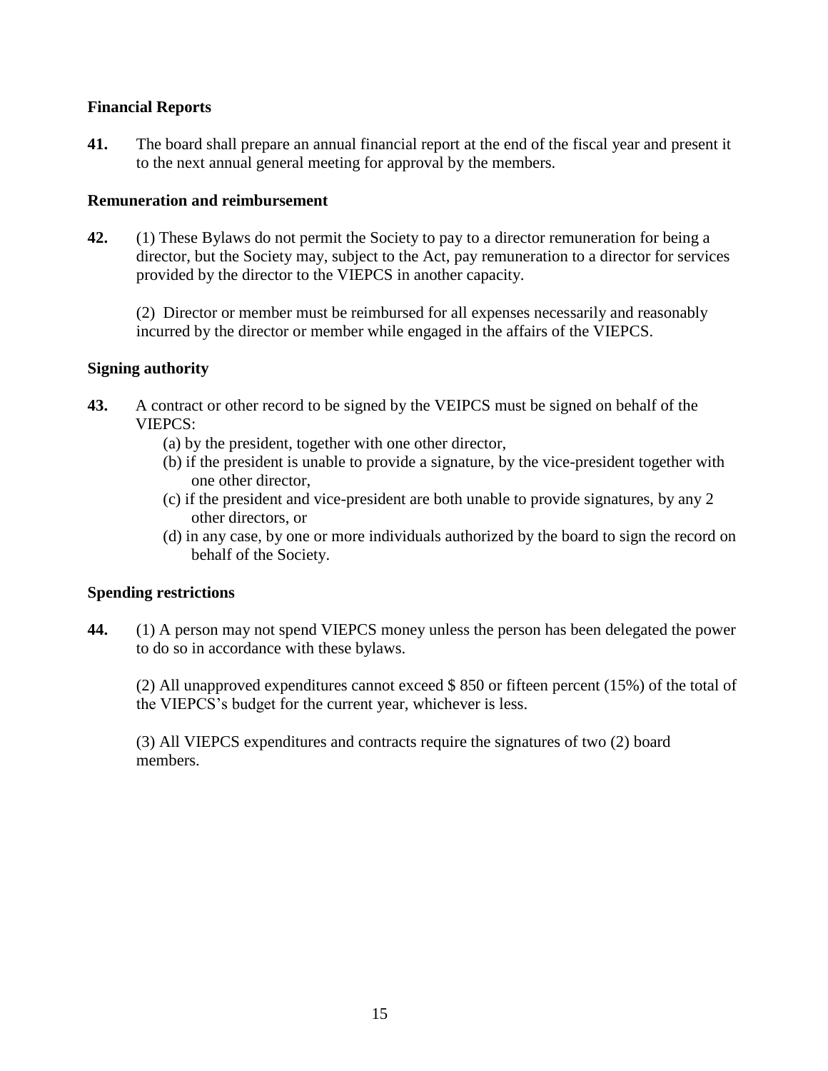### Financial Reports

**41.** The board shall prepare an annual financial report at the end of the fiscal year and present it to the next annual general meeting for approval by the members.

### Remuneration and reimbursement

**42.** (1) These Bylaws do not permit the Society to pay to a director remuneration for being a director, but the Society may, subject to the Act, pay remuneration to a director for services provided by the director to the VIEPCS in another capacity.

(2) Director or member must be reimbursed for all expenses necessarily and reasonably incurred by the director or member while engaged in the affairs of the VIEPCS.

### Signing authority

**43.** A contract or other record to be signed by the VEIPCS must be signed on behalf of the VIEPCS:

(a) by the president, together with one other director,

(b) if the president is unable to provide a signature, by the vice-president together with one other director,

(c) if the president and vice-president are both unable to provide signatures, by any 2 other directors, or

(d) in any case, by one or more individuals authorized by the board to sign the record on behalf of the Society.

### Spending restrictions

**44.** (1) A person may not spend VIEPCS money unless the person has been delegated the power to do so in accordance with these bylaws.

(2) All unapproved expenditures cannot exceed $ 850 or fifteen percent (15%) of the total of the VIEPCS's budget for the current year, whichever is less.

(3) All VIEPCS expenditures and contracts require the signatures of two (2) board members.